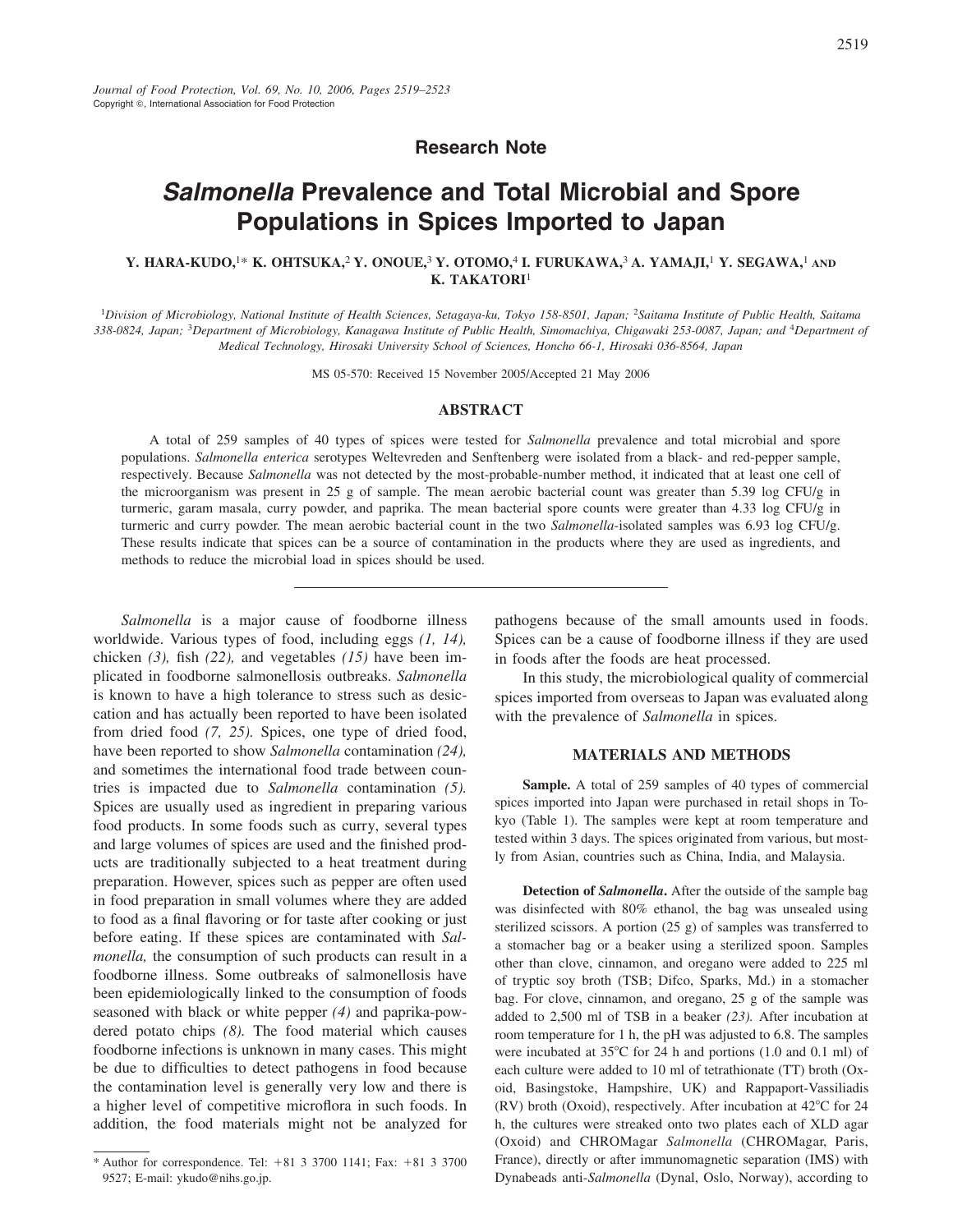Research Note

# *Salmonella* Prevalence and Total Microbial and Spore Populations in Spices Imported to Japan

Y. HARA-KUDO,[1]* K. OHTSUKA,[2] Y. ONOUE,[3] Y. OTOMO,[4] I. FURUKAWA,[3] A. YAMAJI,[1] Y. SEGAWA,[1] AND K. TAKATORI[1]

[1]*Division of Microbiology, National Institute of Health Sciences, Setagaya-ku, Tokyo 158-8501, Japan;* [2]*Saitama Institute of Public Health, Saitama 338-0824, Japan;* [3]*Department of Microbiology, Kanagawa Institute of Public Health, Simomachiya, Chigawaki 253-0087, Japan; and* [4]*Department of Medical Technology, Hirosaki University School of Sciences, Honcho 66-1, Hirosaki 036-8564, Japan*

MS 05-570: Received 15 November 2005/Accepted 21 May 2006

## ABSTRACT

A total of 259 samples of 40 types of spices were tested for *Salmonella* prevalence and total microbial and spore populations. *Salmonella enterica* serotypes Weltevreden and Senftenberg were isolated from a black- and red-pepper sample, respectively. Because *Salmonella* was not detected by the most-probable-number method, it indicated that at least one cell of the microorganism was present in 25 g of sample. The mean aerobic bacterial count was greater than 5.39 log CFU/g in turmeric, garam masala, curry powder, and paprika. The mean bacterial spore counts were greater than 4.33 log CFU/g in turmeric and curry powder. The mean aerobic bacterial count in the two *Salmonella*-isolated samples was 6.93 log CFU/g. These results indicate that spices can be a source of contamination in the products where they are used as ingredients, and methods to reduce the microbial load in spices should be used.

*Salmonella* is a major cause of foodborne illness worldwide. Various types of food, including eggs *(1, 14),* chicken *(3),* fish *(22),* and vegetables *(15)* have been implicated in foodborne salmonellosis outbreaks. *Salmonella* is known to have a high tolerance to stress such as desiccation and has actually been reported to have been isolated from dried food *(7, 25).* Spices, one type of dried food, have been reported to show *Salmonella* contamination *(24),* and sometimes the international food trade between countries is impacted due to *Salmonella* contamination *(5).* Spices are usually used as ingredient in preparing various food products. In some foods such as curry, several types and large volumes of spices are used and the finished products are traditionally subjected to a heat treatment during preparation. However, spices such as pepper are often used in food preparation in small volumes where they are added to food as a final flavoring or for taste after cooking or just before eating. If these spices are contaminated with *Salmonella,* the consumption of such products can result in a foodborne illness. Some outbreaks of salmonellosis have been epidemiologically linked to the consumption of foods seasoned with black or white pepper *(4)* and paprika-powdered potato chips *(8).* The food material which causes foodborne infections is unknown in many cases. This might be due to difficulties to detect pathogens in food because the contamination level is generally very low and there is a higher level of competitive microflora in such foods. In addition, the food materials might not be analyzed for pathogens because of the small amounts used in foods. Spices can be a cause of foodborne illness if they are used in foods after the foods are heat processed.

In this study, the microbiological quality of commercial spices imported from overseas to Japan was evaluated along with the prevalence of *Salmonella* in spices.

## MATERIALS AND METHODS

**Sample.** A total of 259 samples of 40 types of commercial spices imported into Japan were purchased in retail shops in Tokyo (Table 1). The samples were kept at room temperature and tested within 3 days. The spices originated from various, but mostly from Asian, countries such as China, India, and Malaysia.

**Detection of *Salmonella*.** After the outside of the sample bag was disinfected with 80% ethanol, the bag was unsealed using sterilized scissors. A portion (25 g) of samples was transferred to a stomacher bag or a beaker using a sterilized spoon. Samples other than clove, cinnamon, and oregano were added to 225 ml of tryptic soy broth (TSB; Difco, Sparks, Md.) in a stomacher bag. For clove, cinnamon, and oregano, 25 g of the sample was added to 2,500 ml of TSB in a beaker *(23).* After incubation at room temperature for 1 h, the pH was adjusted to 6.8. The samples were incubated at 35°C for 24 h and portions (1.0 and 0.1 ml) of each culture were added to 10 ml of tetrathionate (TT) broth (Oxoid, Basingstoke, Hampshire, UK) and Rappaport-Vassiliadis (RV) broth (Oxoid), respectively. After incubation at 42°C for 24 h, the cultures were streaked onto two plates each of XLD agar (Oxoid) and CHROMagar *Salmonella* (CHROMagar, Paris, France), directly or after immunomagnetic separation (IMS) with Dynabeads anti-*Salmonella* (Dynal, Oslo, Norway), according to

---

* Author for correspondence. Tel: +81 3 3700 1141; Fax: +81 3 3700 9527; E-mail: ykudo@nihs.go.jp.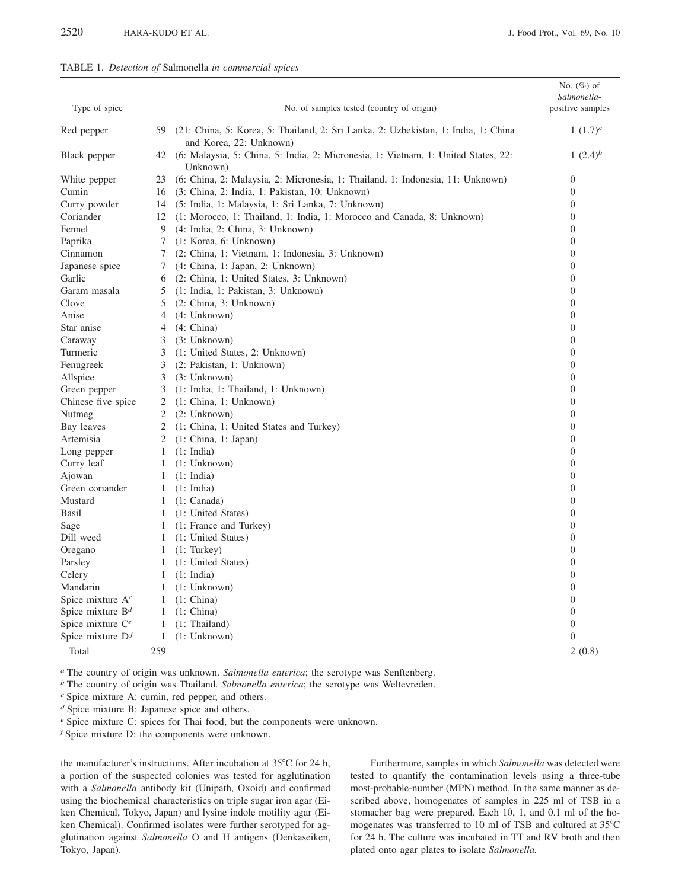TABLE 1. *Detection of* Salmonella *in commercial spices*

| Type of spice | No. of samples tested (country of origin) | | No. (%) of *Salmonella*-positive samples |
|---|---|---|---|
| Red pepper | 59 | (21: China, 5: Korea, 5: Thailand, 2: Sri Lanka, 2: Uzbekistan, 1: India, 1: China and Korea, 22: Unknown) | 1 (1.7)[a] |
| Black pepper | 42 | (6: Malaysia, 5: China, 5: India, 2: Micronesia, 1: Vietnam, 1: United States, 22: Unknown) | 1 (2.4)[b] |
| White pepper | 23 | (6: China, 2: Malaysia, 2: Micronesia, 1: Thailand, 1: Indonesia, 11: Unknown) | 0 |
| Cumin | 16 | (3: China, 2: India, 1: Pakistan, 10: Unknown) | 0 |
| Curry powder | 14 | (5: India, 1: Malaysia, 1: Sri Lanka, 7: Unknown) | 0 |
| Coriander | 12 | (1: Morocco, 1: Thailand, 1: India, 1: Morocco and Canada, 8: Unknown) | 0 |
| Fennel | 9 | (4: India, 2: China, 3: Unknown) | 0 |
| Paprika | 7 | (1: Korea, 6: Unknown) | 0 |
| Cinnamon | 7 | (2: China, 1: Vietnam, 1: Indonesia, 3: Unknown) | 0 |
| Japanese spice | 7 | (4: China, 1: Japan, 2: Unknown) | 0 |
| Garlic | 6 | (2: China, 1: United States, 3: Unknown) | 0 |
| Garam masala | 5 | (1: India, 1: Pakistan, 3: Unknown) | 0 |
| Clove | 5 | (2: China, 3: Unknown) | 0 |
| Anise | 4 | (4: Unknown) | 0 |
| Star anise | 4 | (4: China) | 0 |
| Caraway | 3 | (3: Unknown) | 0 |
| Turmeric | 3 | (1: United States, 2: Unknown) | 0 |
| Fenugreek | 3 | (2: Pakistan, 1: Unknown) | 0 |
| Allspice | 3 | (3: Unknown) | 0 |
| Green pepper | 3 | (1: India, 1: Thailand, 1: Unknown) | 0 |
| Chinese five spice | 2 | (1: China, 1: Unknown) | 0 |
| Nutmeg | 2 | (2: Unknown) | 0 |
| Bay leaves | 2 | (1: China, 1: United States and Turkey) | 0 |
| Artemisia | 2 | (1: China, 1: Japan) | 0 |
| Long pepper | 1 | (1: India) | 0 |
| Curry leaf | 1 | (1: Unknown) | 0 |
| Ajowan | 1 | (1: India) | 0 |
| Green coriander | 1 | (1: India) | 0 |
| Mustard | 1 | (1: Canada) | 0 |
| Basil | 1 | (1: United States) | 0 |
| Sage | 1 | (1: France and Turkey) | 0 |
| Dill weed | 1 | (1: United States) | 0 |
| Oregano | 1 | (1: Turkey) | 0 |
| Parsley | 1 | (1: United States) | 0 |
| Celery | 1 | (1: India) | 0 |
| Mandarin | 1 | (1: Unknown) | 0 |
| Spice mixture A[c] | 1 | (1: China) | 0 |
| Spice mixture B[d] | 1 | (1: China) | 0 |
| Spice mixture C[e] | 1 | (1: Thailand) | 0 |
| Spice mixture D[f] | 1 | (1: Unknown) | 0 |
| Total | 259 | | 2 (0.8) |

[a] The country of origin was unknown. *Salmonella enterica*; the serotype was Senftenberg.

[b] The country of origin was Thailand. *Salmonella enterica*; the serotype was Weltevreden.

[c] Spice mixture A: cumin, red pepper, and others.

[d] Spice mixture B: Japanese spice and others.

[e] Spice mixture C: spices for Thai food, but the components were unknown.

[f] Spice mixture D: the components were unknown.

the manufacturer's instructions. After incubation at 35°C for 24 h, a portion of the suspected colonies was tested for agglutination with a *Salmonella* antibody kit (Unipath, Oxoid) and confirmed using the biochemical characteristics on triple sugar iron agar (Eiken Chemical, Tokyo, Japan) and lysine indole motility agar (Eiken Chemical). Confirmed isolates were further serotyped for agglutination against *Salmonella* O and H antigens (Denkaseiken, Tokyo, Japan).

Furthermore, samples in which *Salmonella* was detected were tested to quantify the contamination levels using a three-tube most-probable-number (MPN) method. In the same manner as described above, homogenates of samples in 225 ml of TSB in a stomacher bag were prepared. Each 10, 1, and 0.1 ml of the homogenates was transferred to 10 ml of TSB and cultured at 35°C for 24 h. The culture was incubated in TT and RV broth and then plated onto agar plates to isolate *Salmonella.*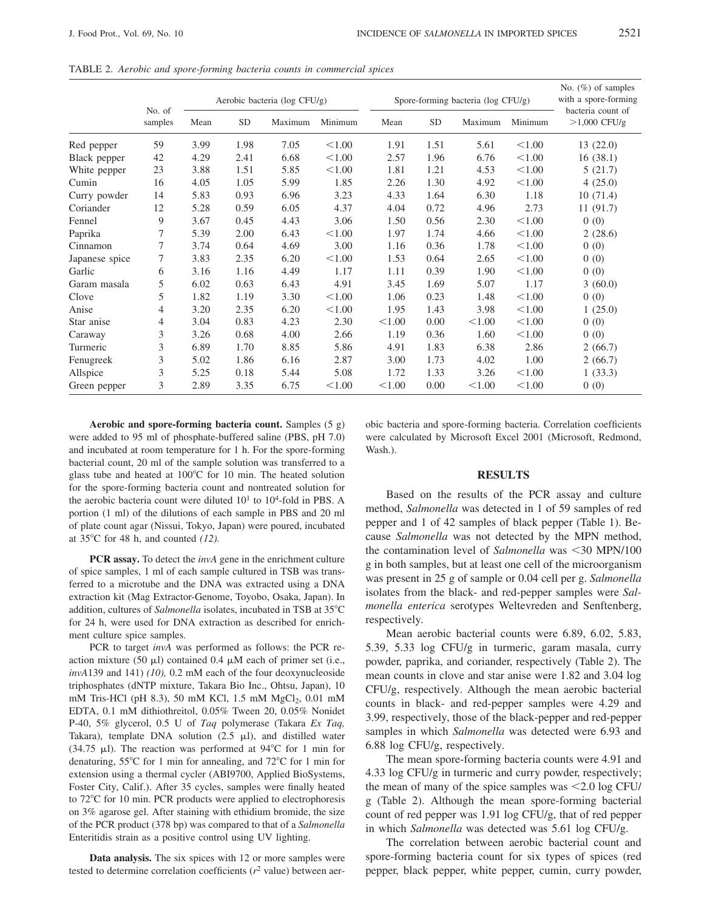TABLE 2. *Aerobic and spore-forming bacteria counts in commercial spices*

| | No. of samples | Aerobic bacteria (log CFU/g) | | | | Spore-forming bacteria (log CFU/g) | | | | No. (%) of samples with a spore-forming bacteria count of >1,000 CFU/g |
|---|---|---|---|---|---|---|---|---|---|---|
| | | Mean | SD | Maximum | Minimum | Mean | SD | Maximum | Minimum | |
| Red pepper | 59 | 3.99 | 1.98 | 7.05 | <1.00 | 1.91 | 1.51 | 5.61 | <1.00 | 13 (22.0) |
| Black pepper | 42 | 4.29 | 2.41 | 6.68 | <1.00 | 2.57 | 1.96 | 6.76 | <1.00 | 16 (38.1) |
| White pepper | 23 | 3.88 | 1.51 | 5.85 | <1.00 | 1.81 | 1.21 | 4.53 | <1.00 | 5 (21.7) |
| Cumin | 16 | 4.05 | 1.05 | 5.99 | 1.85 | 2.26 | 1.30 | 4.92 | <1.00 | 4 (25.0) |
| Curry powder | 14 | 5.83 | 0.93 | 6.96 | 3.23 | 4.33 | 1.64 | 6.30 | 1.18 | 10 (71.4) |
| Coriander | 12 | 5.28 | 0.59 | 6.05 | 4.37 | 4.04 | 0.72 | 4.96 | 2.73 | 11 (91.7) |
| Fennel | 9 | 3.67 | 0.45 | 4.43 | 3.06 | 1.50 | 0.56 | 2.30 | <1.00 | 0 (0) |
| Paprika | 7 | 5.39 | 2.00 | 6.43 | <1.00 | 1.97 | 1.74 | 4.66 | <1.00 | 2 (28.6) |
| Cinnamon | 7 | 3.74 | 0.64 | 4.69 | 3.00 | 1.16 | 0.36 | 1.78 | <1.00 | 0 (0) |
| Japanese spice | 7 | 3.83 | 2.35 | 6.20 | <1.00 | 1.53 | 0.64 | 2.65 | <1.00 | 0 (0) |
| Garlic | 6 | 3.16 | 1.16 | 4.49 | 1.17 | 1.11 | 0.39 | 1.90 | <1.00 | 0 (0) |
| Garam masala | 5 | 6.02 | 0.63 | 6.43 | 4.91 | 3.45 | 1.69 | 5.07 | 1.17 | 3 (60.0) |
| Clove | 5 | 1.82 | 1.19 | 3.30 | <1.00 | 1.06 | 0.23 | 1.48 | <1.00 | 0 (0) |
| Anise | 4 | 3.20 | 2.35 | 6.20 | <1.00 | 1.95 | 1.43 | 3.98 | <1.00 | 1 (25.0) |
| Star anise | 4 | 3.04 | 0.83 | 4.23 | 2.30 | <1.00 | 0.00 | <1.00 | <1.00 | 0 (0) |
| Caraway | 3 | 3.26 | 0.68 | 4.00 | 2.66 | 1.19 | 0.36 | 1.60 | <1.00 | 0 (0) |
| Turmeric | 3 | 6.89 | 1.70 | 8.85 | 5.86 | 4.91 | 1.83 | 6.38 | 2.86 | 2 (66.7) |
| Fenugreek | 3 | 5.02 | 1.86 | 6.16 | 2.87 | 3.00 | 1.73 | 4.02 | 1.00 | 2 (66.7) |
| Allspice | 3 | 5.25 | 0.18 | 5.44 | 5.08 | 1.72 | 1.33 | 3.26 | <1.00 | 1 (33.3) |
| Green pepper | 3 | 2.89 | 3.35 | 6.75 | <1.00 | <1.00 | 0.00 | <1.00 | <1.00 | 0 (0) |

**Aerobic and spore-forming bacteria count.** Samples (5 g) were added to 95 ml of phosphate-buffered saline (PBS, pH 7.0) and incubated at room temperature for 1 h. For the spore-forming bacterial count, 20 ml of the sample solution was transferred to a glass tube and heated at 100°C for 10 min. The heated solution for the spore-forming bacteria count and nontreated solution for the aerobic bacteria count were diluted $10^1$ to $10^4$-fold in PBS. A portion (1 ml) of the dilutions of each sample in PBS and 20 ml of plate count agar (Nissui, Tokyo, Japan) were poured, incubated at 35°C for 48 h, and counted *(12).*

**PCR assay.** To detect the *invA* gene in the enrichment culture of spice samples, 1 ml of each sample cultured in TSB was transferred to a microtube and the DNA was extracted using a DNA extraction kit (Mag Extractor-Genome, Toyobo, Osaka, Japan). In addition, cultures of *Salmonella* isolates, incubated in TSB at 35°C for 24 h, were used for DNA extraction as described for enrichment culture spice samples.

PCR to target *invA* was performed as follows: the PCR reaction mixture (50 μl) contained 0.4 μM each of primer set (i.e., *invA*139 and 141) *(10),* 0.2 mM each of the four deoxynucleoside triphosphates (dNTP mixture, Takara Bio Inc., Ohtsu, Japan), 10 mM Tris-HCl (pH 8.3), 50 mM KCl, 1.5 mM $MgCl_2$, 0.01 mM EDTA, 0.1 mM dithiothreitol, 0.05% Tween 20, 0.05% Nonidet P-40, 5% glycerol, 0.5 U of *Taq* polymerase (Takara *Ex Taq,* Takara), template DNA solution (2.5 μl), and distilled water (34.75 μl). The reaction was performed at 94°C for 1 min for denaturing, 55°C for 1 min for annealing, and 72°C for 1 min for extension using a thermal cycler (ABI9700, Applied BioSystems, Foster City, Calif.). After 35 cycles, samples were finally heated to 72°C for 10 min. PCR products were applied to electrophoresis on 3% agarose gel. After staining with ethidium bromide, the size of the PCR product (378 bp) was compared to that of a *Salmonella* Enteritidis strain as a positive control using UV lighting.

**Data analysis.** The six spices with 12 or more samples were tested to determine correlation coefficients ($r^2$ value) between aerobic bacteria and spore-forming bacteria. Correlation coefficients were calculated by Microsoft Excel 2001 (Microsoft, Redmond, Wash.).

## RESULTS

Based on the results of the PCR assay and culture method, *Salmonella* was detected in 1 of 59 samples of red pepper and 1 of 42 samples of black pepper (Table 1). Because *Salmonella* was not detected by the MPN method, the contamination level of *Salmonella* was <30 MPN/100 g in both samples, but at least one cell of the microorganism was present in 25 g of sample or 0.04 cell per g. *Salmonella* isolates from the black- and red-pepper samples were *Salmonella enterica* serotypes Weltevreden and Senftenberg, respectively.

Mean aerobic bacterial counts were 6.89, 6.02, 5.83, 5.39, 5.33 log CFU/g in turmeric, garam masala, curry powder, paprika, and coriander, respectively (Table 2). The mean counts in clove and star anise were 1.82 and 3.04 log CFU/g, respectively. Although the mean aerobic bacterial counts in black- and red-pepper samples were 4.29 and 3.99, respectively, those of the black-pepper and red-pepper samples in which *Salmonella* was detected were 6.93 and 6.88 log CFU/g, respectively.

The mean spore-forming bacteria counts were 4.91 and 4.33 log CFU/g in turmeric and curry powder, respectively; the mean of many of the spice samples was <2.0 log CFU/g (Table 2). Although the mean spore-forming bacterial count of red pepper was 1.91 log CFU/g, that of red pepper in which *Salmonella* was detected was 5.61 log CFU/g.

The correlation between aerobic bacterial count and spore-forming bacteria count for six types of spices (red pepper, black pepper, white pepper, cumin, curry powder,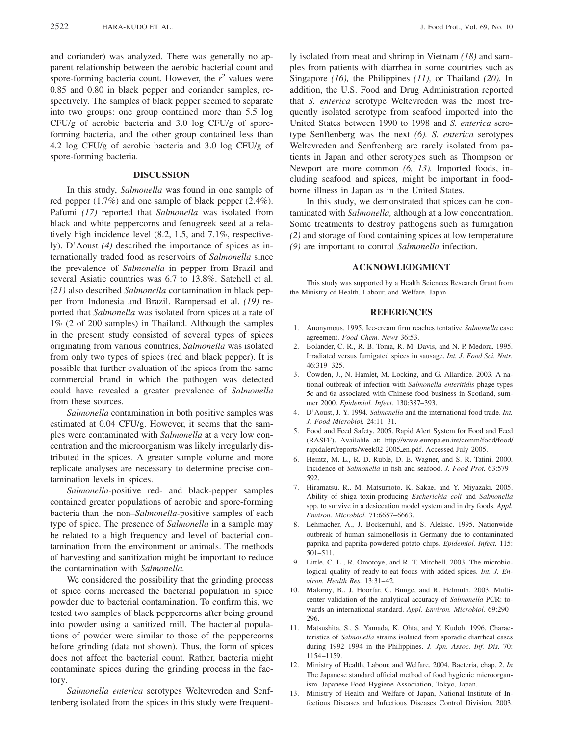and coriander) was analyzed. There was generally no apparent relationship between the aerobic bacterial count and spore-forming bacteria count. However, the $r^2$ values were 0.85 and 0.80 in black pepper and coriander samples, respectively. The samples of black pepper seemed to separate into two groups: one group contained more than 5.5 log CFU/g of aerobic bacteria and 3.0 log CFU/g of spore-forming bacteria, and the other group contained less than 4.2 log CFU/g of aerobic bacteria and 3.0 log CFU/g of spore-forming bacteria.

## DISCUSSION

In this study, *Salmonella* was found in one sample of red pepper (1.7%) and one sample of black pepper (2.4%). Pafumi *(17)* reported that *Salmonella* was isolated from black and white peppercorns and fenugreek seed at a relatively high incidence level (8.2, 1.5, and 7.1%, respectively). D'Aoust *(4)* described the importance of spices as internationally traded food as reservoirs of *Salmonella* since the prevalence of *Salmonella* in pepper from Brazil and several Asiatic countries was 6.7 to 13.8%. Satchell et al. *(21)* also described *Salmonella* contamination in black pepper from Indonesia and Brazil. Rampersad et al. *(19)* reported that *Salmonella* was isolated from spices at a rate of 1% (2 of 200 samples) in Thailand. Although the samples in the present study consisted of several types of spices originating from various countries, *Salmonella* was isolated from only two types of spices (red and black pepper). It is possible that further evaluation of the spices from the same commercial brand in which the pathogen was detected could have revealed a greater prevalence of *Salmonella* from these sources.

*Salmonella* contamination in both positive samples was estimated at 0.04 CFU/g. However, it seems that the samples were contaminated with *Salmonella* at a very low concentration and the microorganism was likely irregularly distributed in the spices. A greater sample volume and more replicate analyses are necessary to determine precise contamination levels in spices.

*Salmonella*-positive red- and black-pepper samples contained greater populations of aerobic and spore-forming bacteria than the non–*Salmonella*-positive samples of each type of spice. The presence of *Salmonella* in a sample may be related to a high frequency and level of bacterial contamination from the environment or animals. The methods of harvesting and sanitization might be important to reduce the contamination with *Salmonella.*

We considered the possibility that the grinding process of spice corns increased the bacterial population in spice powder due to bacterial contamination. To confirm this, we tested two samples of black peppercorns after being ground into powder using a sanitized mill. The bacterial populations of powder were similar to those of the peppercorns before grinding (data not shown). Thus, the form of spices does not affect the bacterial count. Rather, bacteria might contaminate spices during the grinding process in the factory.

*Salmonella enterica* serotypes Weltevreden and Senftenberg isolated from the spices in this study were frequently isolated from meat and shrimp in Vietnam *(18)* and samples from patients with diarrhea in some countries such as Singapore *(16),* the Philippines *(11),* or Thailand *(20).* In addition, the U.S. Food and Drug Administration reported that *S. enterica* serotype Weltevreden was the most frequently isolated serotype from seafood imported into the United States between 1990 to 1998 and *S. enterica* serotype Senftenberg was the next *(6). S. enterica* serotypes Weltevreden and Senftenberg are rarely isolated from patients in Japan and other serotypes such as Thompson or Newport are more common *(6, 13).* Imported foods, including seafood and spices, might be important in foodborne illness in Japan as in the United States.

In this study, we demonstrated that spices can be contaminated with *Salmonella,* although at a low concentration. Some treatments to destroy pathogens such as fumigation *(2)* and storage of food containing spices at low temperature *(9)* are important to control *Salmonella* infection.

## ACKNOWLEDGMENT

This study was supported by a Health Sciences Research Grant from the Ministry of Health, Labour, and Welfare, Japan.

## REFERENCES

1. Anonymous. 1995. Ice-cream firm reaches tentative *Salmonella* case agreement. *Food Chem. News* 36:53.
2. Bolander, C. R., R. B. Toma, R. M. Davis, and N. P. Medora. 1995. Irradiated versus fumigated spices in sausage. *Int. J. Food Sci. Nutr.* 46:319–325.
3. Cowden, J., N. Hamlet, M. Locking, and G. Allardice. 2003. A national outbreak of infection with *Salmonella enteritidis* phage types 5c and 6a associated with Chinese food business in Scotland, summer 2000. *Epidemiol. Infect.* 130:387–393.
4. D'Aoust, J. Y. 1994. *Salmonella* and the international food trade. *Int. J. Food Microbiol.* 24:11–31.
5. Food and Feed Safety. 2005. Rapid Alert System for Food and Feed (RASFF). Available at: http://www.europa.eu.int/comm/food/food/rapidalert/reports/week02-2005_en.pdf. Accessed July 2005.
6. Heintz, M. L., R. D. Ruble, D. E. Wagner, and S. R. Tatini. 2000. Incidence of *Salmonella* in fish and seafood. *J. Food Prot.* 63:579–592.
7. Hiramatsu, R., M. Matsumoto, K. Sakae, and Y. Miyazaki. 2005. Ability of shiga toxin-producing *Escherichia coli* and *Salmonella* spp. to survive in a desiccation model system and in dry foods. *Appl. Environ. Microbiol.* 71:6657–6663.
8. Lehmacher, A., J. Bockemuhl, and S. Aleksic. 1995. Nationwide outbreak of human salmonellosis in Germany due to contaminated paprika and paprika-powdered potato chips. *Epidemiol. Infect.* 115:501–511.
9. Little, C. L., R. Omotoye, and R. T. Mitchell. 2003. The microbiological quality of ready-to-eat foods with added spices. *Int. J. Environ. Health Res.* 13:31–42.
10. Malorny, B., J. Hoorfar, C. Bunge, and R. Helmuth. 2003. Multicenter validation of the analytical accuracy of *Salmonella* PCR: towards an international standard. *Appl. Environ. Microbiol.* 69:290–296.
11. Matsushita, S., S. Yamada, K. Ohta, and Y. Kudoh. 1996. Characteristics of *Salmonella* strains isolated from sporadic diarrheal cases during 1992–1994 in the Philippines. *J. Jpn. Assoc. Inf. Dis.* 70:1154–1159.
12. Ministry of Health, Labour, and Welfare. 2004. Bacteria, chap. 2. *In* The Japanese standard official method of food hygienic microorganism. Japanese Food Hygiene Association, Tokyo, Japan.
13. Ministry of Health and Welfare of Japan, National Institute of Infectious Diseases and Infectious Diseases Control Division. 2003.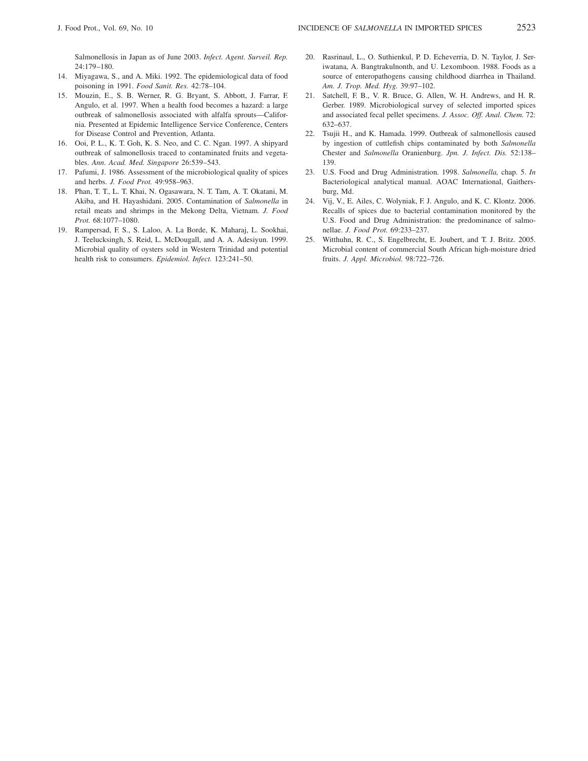Salmonellosis in Japan as of June 2003. *Infect. Agent. Surveil. Rep.* 24:179–180.

14. Miyagawa, S., and A. Miki. 1992. The epidemiological data of food poisoning in 1991. *Food Sanit. Res.* 42:78–104.
15. Mouzin, E., S. B. Werner, R. G. Bryant, S. Abbott, J. Farrar, F. Angulo, et al. 1997. When a health food becomes a hazard: a large outbreak of salmonellosis associated with alfalfa sprouts—California. Presented at Epidemic Intelligence Service Conference, Centers for Disease Control and Prevention, Atlanta.
16. Ooi, P. L., K. T. Goh, K. S. Neo, and C. C. Ngan. 1997. A shipyard outbreak of salmonellosis traced to contaminated fruits and vegetables. *Ann. Acad. Med. Singapore* 26:539–543.
17. Pafumi, J. 1986. Assessment of the microbiological quality of spices and herbs. *J. Food Prot.* 49:958–963.
18. Phan, T. T., L. T. Khai, N. Ogasawara, N. T. Tam, A. T. Okatani, M. Akiba, and H. Hayashidani. 2005. Contamination of *Salmonella* in retail meats and shrimps in the Mekong Delta, Vietnam. *J. Food Prot.* 68:1077–1080.
19. Rampersad, F. S., S. Laloo, A. La Borde, K. Maharaj, L. Sookhai, J. Teelucksingh, S. Reid, L. McDougall, and A. A. Adesiyun. 1999. Microbial quality of oysters sold in Western Trinidad and potential health risk to consumers. *Epidemiol. Infect.* 123:241–50.
20. Rasrinaul, L., O. Suthienkul, P. D. Echeverria, D. N. Taylor, J. Seriwatana, A. Bangtrakulnonth, and U. Lexomboon. 1988. Foods as a source of enteropathogens causing childhood diarrhea in Thailand. *Am. J. Trop. Med. Hyg.* 39:97–102.
21. Satchell, F. B., V. R. Bruce, G. Allen, W. H. Andrews, and H. R. Gerber. 1989. Microbiological survey of selected imported spices and associated fecal pellet specimens. *J. Assoc. Off. Anal. Chem.* 72: 632–637.
22. Tsujii H., and K. Hamada. 1999. Outbreak of salmonellosis caused by ingestion of cuttlefish chips contaminated by both *Salmonella* Chester and *Salmonella* Oranienburg. *Jpn. J. Infect. Dis.* 52:138–139.
23. U.S. Food and Drug Administration. 1998. *Salmonella,* chap. 5. *In* Bacteriological analytical manual. AOAC International, Gaithersburg, Md.
24. Vij, V., E. Ailes, C. Wolyniak, F. J. Angulo, and K. C. Klontz. 2006. Recalls of spices due to bacterial contamination monitored by the U.S. Food and Drug Administration: the predominance of salmonellae. *J. Food Prot.* 69:233–237.
25. Witthuhn, R. C., S. Engelbrecht, E. Joubert, and T. J. Britz. 2005. Microbial content of commercial South African high-moisture dried fruits. *J. Appl. Microbiol.* 98:722–726.